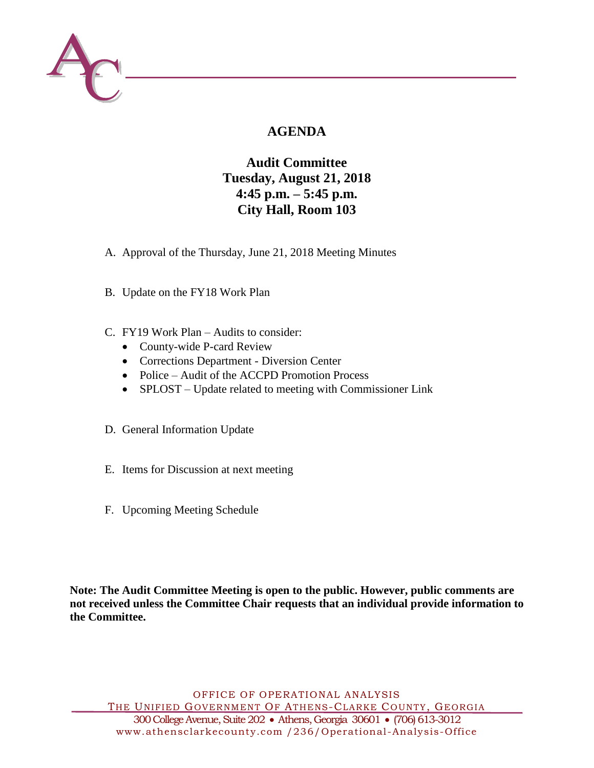# AGENDA

## Audit Committee
**Tuesday, August 21, 2018**
**4:45 p.m. – 5:45 p.m.**
**City Hall, Room 103**

A. Approval of the Thursday, June 21, 2018 Meeting Minutes

B. Update on the FY18 Work Plan

C. FY19 Work Plan – Audits to consider:
- County-wide P-card Review
- Corrections Department - Diversion Center
- Police – Audit of the ACCPD Promotion Process
- SPLOST – Update related to meeting with Commissioner Link

D. General Information Update

E. Items for Discussion at next meeting

F. Upcoming Meeting Schedule

**Note: The Audit Committee Meeting is open to the public. However, public comments are not received unless the Committee Chair requests that an individual provide information to the Committee.**

OFFICE OF OPERATIONAL ANALYSIS
THE UNIFIED GOVERNMENT OF ATHENS-CLARKE COUNTY, GEORGIA
300 College Avenue, Suite 202 • Athens, Georgia 30601 • (706) 613-3012
www.athensclarkecounty.com /236/Operational-Analysis-Office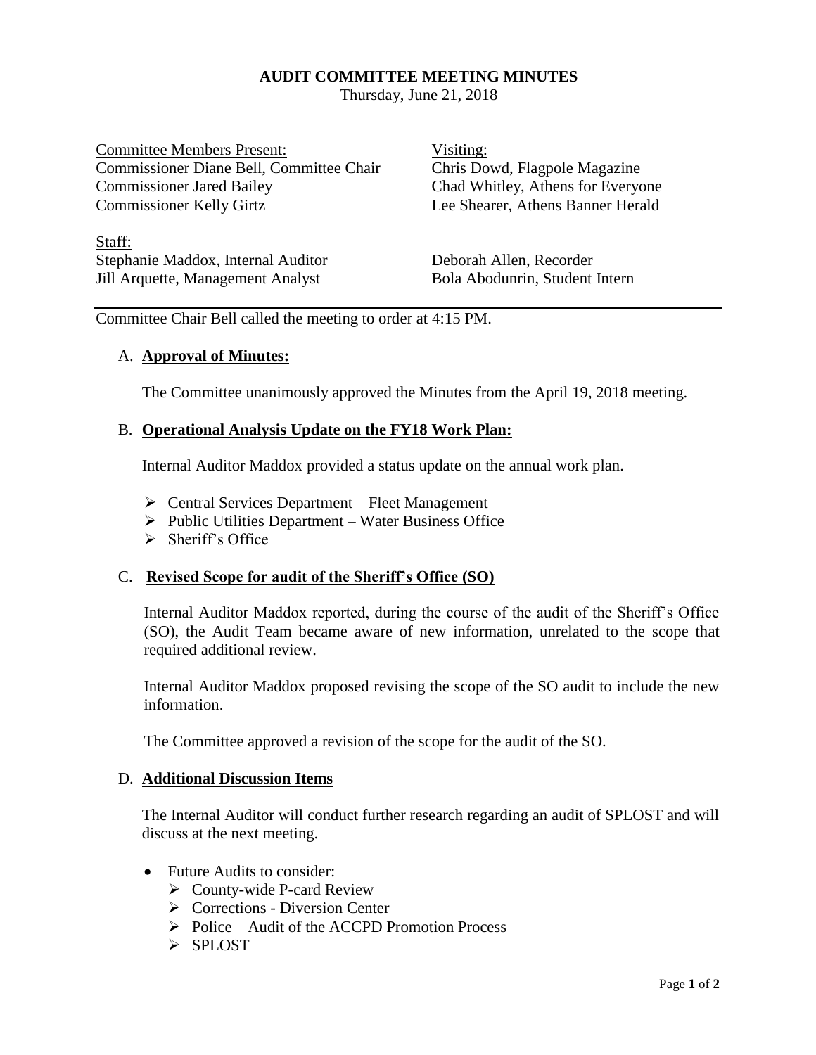# AUDIT COMMITTEE MEETING MINUTES

Thursday, June 21, 2018

Committee Members Present:
Commissioner Diane Bell, Committee Chair
Commissioner Jared Bailey
Commissioner Kelly Girtz

Visiting:
Chris Dowd, Flagpole Magazine
Chad Whitley, Athens for Everyone
Lee Shearer, Athens Banner Herald

Staff:
Stephanie Maddox, Internal Auditor
Jill Arquette, Management Analyst
Deborah Allen, Recorder
Bola Abodunrin, Student Intern

---

Committee Chair Bell called the meeting to order at 4:15 PM.

A. **Approval of Minutes:**

The Committee unanimously approved the Minutes from the April 19, 2018 meeting.

B. **Operational Analysis Update on the FY18 Work Plan:**

Internal Auditor Maddox provided a status update on the annual work plan.

- Central Services Department – Fleet Management
- Public Utilities Department – Water Business Office
- Sheriff's Office

C. **Revised Scope for audit of the Sheriff's Office (SO)**

Internal Auditor Maddox reported, during the course of the audit of the Sheriff's Office (SO), the Audit Team became aware of new information, unrelated to the scope that required additional review.

Internal Auditor Maddox proposed revising the scope of the SO audit to include the new information.

The Committee approved a revision of the scope for the audit of the SO.

D. **Additional Discussion Items**

The Internal Auditor will conduct further research regarding an audit of SPLOST and will discuss at the next meeting.

- Future Audits to consider:
  - County-wide P-card Review
  - Corrections - Diversion Center
  - Police – Audit of the ACCPD Promotion Process
  - SPLOST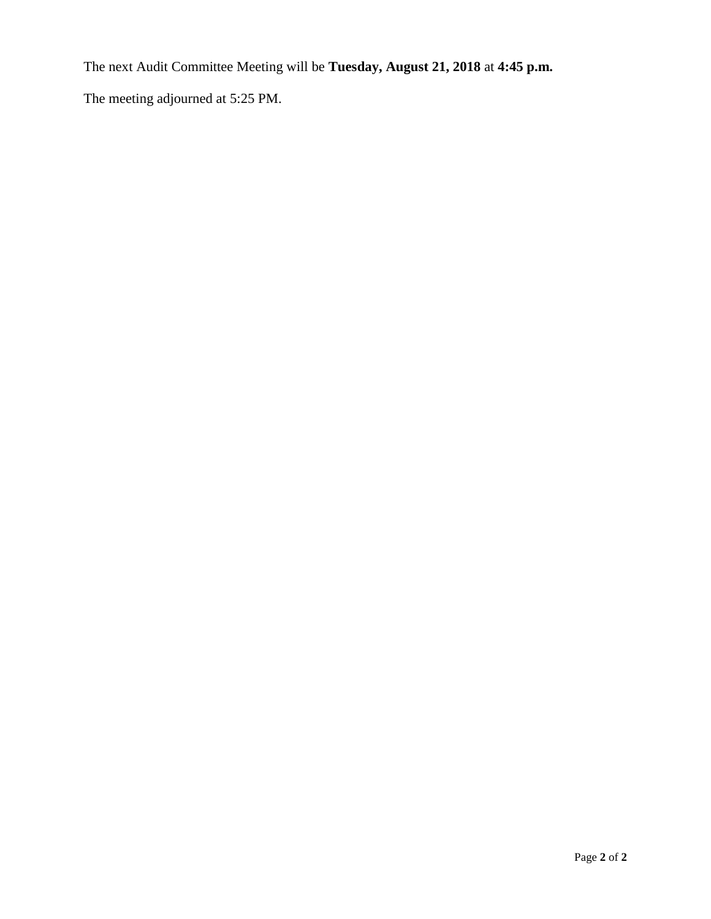The next Audit Committee Meeting will be **Tuesday, August 21, 2018** at **4:45 p.m.**

The meeting adjourned at 5:25 PM.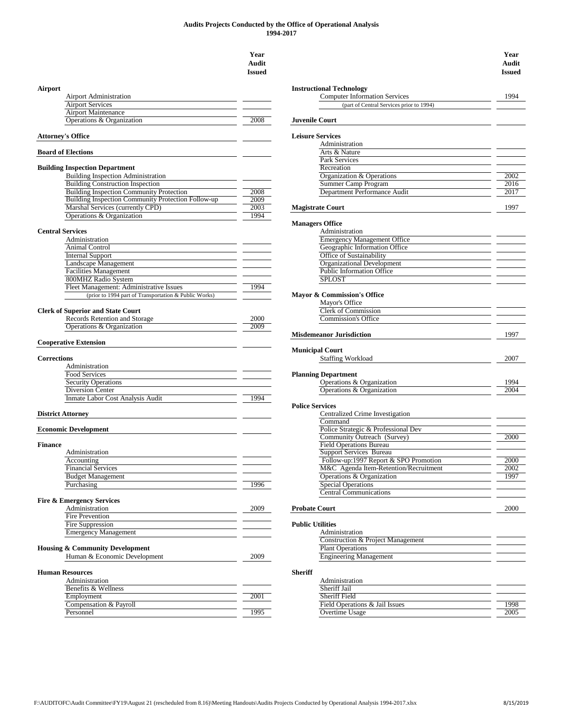**Audits Projects Conducted by the Office of Operational Analysis**
**1994-2017**

| | Year Audit Issued |
|---|---|
| **Airport** | |
| Airport Administration | |
| Airport Services | |
| Airport Maintenance | |
| Operations & Organization | 2008 |
| **Attorney's Office** | |
| **Board of Elections** | |
| **Building Inspection Department** | |
| Building Inspection Administration | |
| Building Construction Inspection | |
| Building Inspection Community Protection | 2008 |
| Building Inspection Community Protection Follow-up | 2009 |
| Marshal Services (currently CPD) | 2003 |
| Operations & Organization | 1994 |
| **Central Services** | |
| Administration | |
| Animal Control | |
| Internal Support | |
| Landscape Management | |
| Facilities Management | |
| 800MHZ Radio System | |
| Fleet Management: Administrative Issues | 1994 |
| (prior to 1994 part of Transportation & Public Works) | |
| **Clerk of Superior and State Court** | |
| Records Retention and Storage | 2000 |
| Operations & Organization | 2009 |
| **Cooperative Extension** | |
| **Corrections** | |
| Administration | |
| Food Services | |
| Security Operations | |
| Diversion Center | |
| Inmate Labor Cost Analysis Audit | 1994 |
| **District Attorney** | |
| **Economic Development** | |
| **Finance** | |
| Administration | |
| Accounting | |
| Financial Services | |
| Budget Management | |
| Purchasing | 1996 |
| **Fire & Emergency Services** | |
| Administration | 2009 |
| Fire Prevention | |
| Fire Suppression | |
| Emergency Management | |
| **Housing & Community Development** | |
| Human & Economic Development | 2009 |
| **Human Resources** | |
| Administration | |
| Benefits & Wellness | |
| Employment | 2001 |
| Compensation & Payroll | |
| Personnel | 1995 |

| | Year Audit Issued |
|---|---|
| **Instructional Technology** | |
| Computer Information Services | 1994 |
| (part of Central Services prior to 1994) | |
| **Juvenile Court** | |
| **Leisure Services** | |
| Administration | |
| Arts & Nature | |
| Park Services | |
| Recreation | |
| Organization & Operations | 2002 |
| Summer Camp Program | 2016 |
| Department Performance Audit | 2017 |
| **Magistrate Court** | 1997 |
| **Managers Office** | |
| Administration | |
| Emergency Management Office | |
| Geographic Information Office | |
| Office of Sustainability | |
| Organizational Development | |
| Public Information Office | |
| SPLOST | |
| **Mayor & Commission's Office** | |
| Mayor's Office | |
| Clerk of Commission | |
| Commission's Office | |
| **Misdemeanor Jurisdiction** | 1997 |
| **Municipal Court** | |
| Staffing Workload | 2007 |
| **Planning Department** | |
| Operations & Organization | 1994 |
| Operations & Organization | 2004 |
| **Police Services** | |
| Centralized Crime Investigation | |
| Command | |
| Police Strategic & Professional Dev | |
| Community Outreach (Survey) | 2000 |
| Field Operations Bureau | |
| Support Services Bureau | |
| Follow-up:1997 Report & SPO Promotion | 2000 |
| M&C Agenda Item-Retention/Recruitment | 2002 |
| Operations & Organization | 1997 |
| Special Operations | |
| Central Communications | |
| **Probate Court** | 2000 |
| **Public Utilities** | |
| Administration | |
| Construction & Project Management | |
| Plant Operations | |
| Engineering Management | |
| **Sheriff** | |
| Administration | |
| Sheriff Jail | |
| Sheriff Field | |
| Field Operations & Jail Issues | 1998 |
| Overtime Usage | 2005 |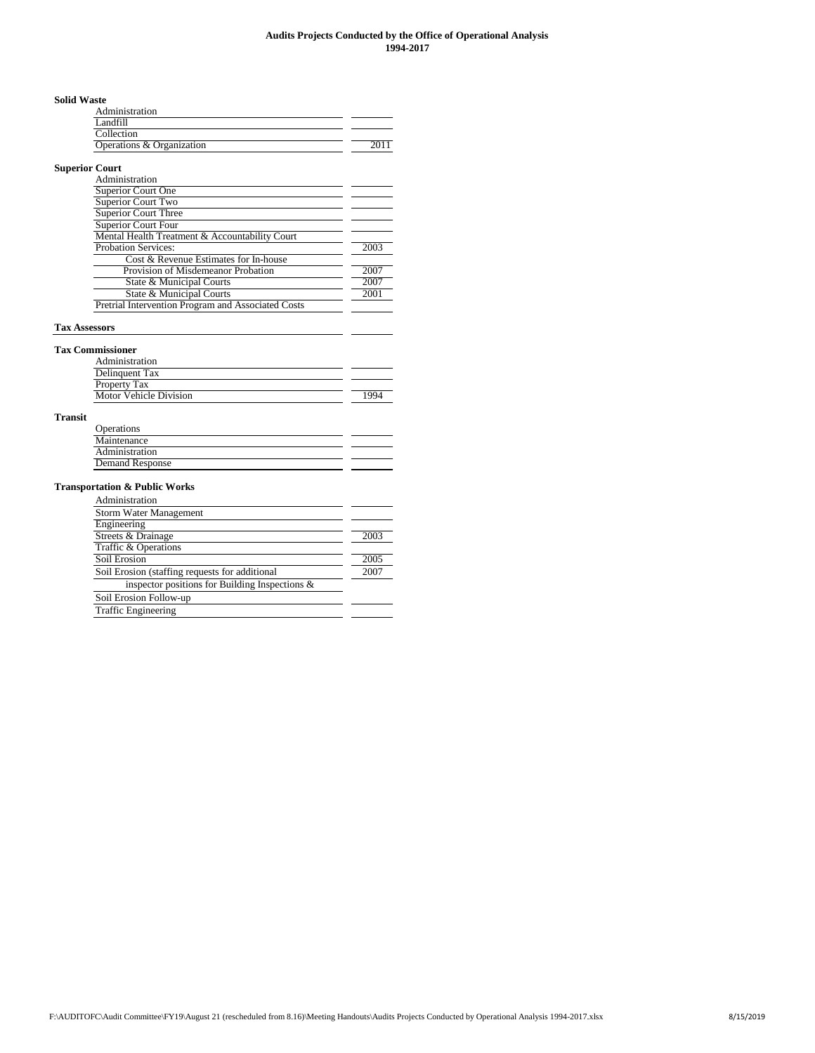**Audits Projects Conducted by the Office of Operational Analysis**
**1994-2017**

| | |
|---|---|
| **Solid Waste** | |
| Administration | |
| Landfill | |
| Collection | |
| Operations & Organization | 2011 |
| **Superior Court** | |
| Administration | |
| Superior Court One | |
| Superior Court Two | |
| Superior Court Three | |
| Superior Court Four | |
| Mental Health Treatment & Accountability Court | |
| Probation Services: | 2003 |
| Cost & Revenue Estimates for In-house | |
| Provision of Misdemeanor Probation | 2007 |
| State & Municipal Courts | 2007 |
| State & Municipal Courts | 2001 |
| Pretrial Intervention Program and Associated Costs | |
| **Tax Assessors** | |
| **Tax Commissioner** | |
| Administration | |
| Delinquent Tax | |
| Property Tax | |
| Motor Vehicle Division | 1994 |
| **Transit** | |
| Operations | |
| Maintenance | |
| Administration | |
| Demand Response | |
| **Transportation & Public Works** | |
| Administration | |
| Storm Water Management | |
| Engineering | |
| Streets & Drainage | 2003 |
| Traffic & Operations | |
| Soil Erosion | 2005 |
| Soil Erosion (staffing requests for additional inspector positions for Building Inspections & | 2007 |
| Soil Erosion Follow-up | |
| Traffic Engineering | |

F:\AUDITOFC\Audit Committee\FY19\August 21 (rescheduled from 8.16)\Meeting Handouts\Audits Projects Conducted by Operational Analysis 1994-2017.xlsx 8/15/2019